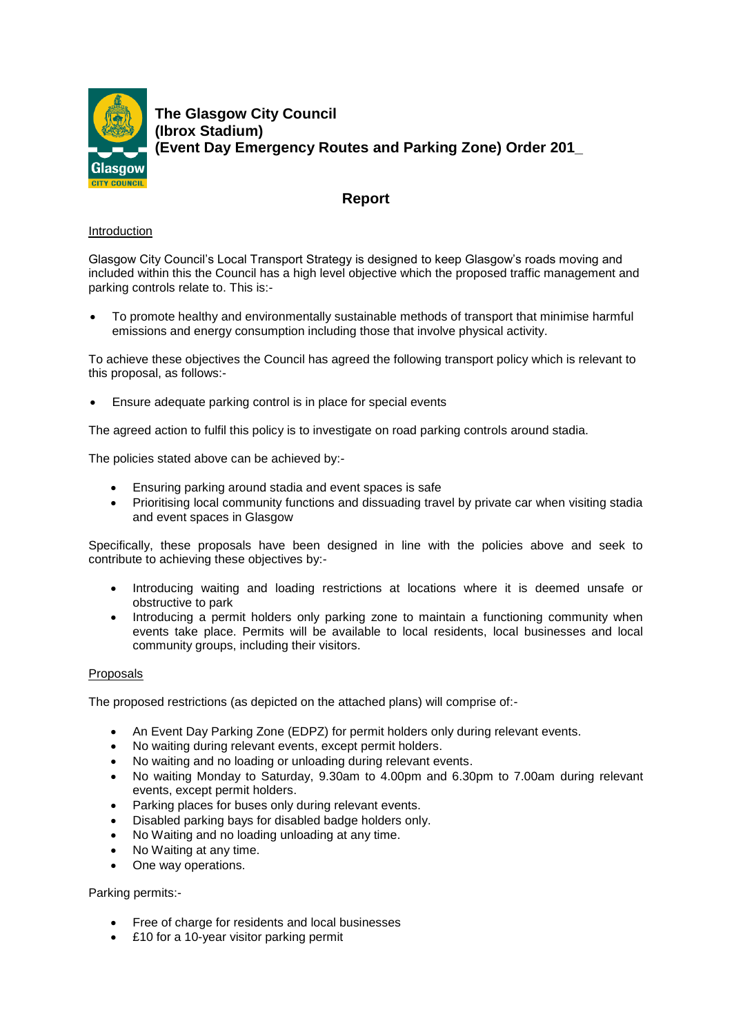# The Glasgow City Council (Ibrox Stadium) (Event Day Emergency Routes and Parking Zone) Order 201_

## Report

Introduction

Glasgow City Council's Local Transport Strategy is designed to keep Glasgow's roads moving and included within this the Council has a high level objective which the proposed traffic management and parking controls relate to. This is:-

- To promote healthy and environmentally sustainable methods of transport that minimise harmful emissions and energy consumption including those that involve physical activity.

To achieve these objectives the Council has agreed the following transport policy which is relevant to this proposal, as follows:-

- Ensure adequate parking control is in place for special events

The agreed action to fulfil this policy is to investigate on road parking controls around stadia.

The policies stated above can be achieved by:-

- Ensuring parking around stadia and event spaces is safe
- Prioritising local community functions and dissuading travel by private car when visiting stadia and event spaces in Glasgow

Specifically, these proposals have been designed in line with the policies above and seek to contribute to achieving these objectives by:-

- Introducing waiting and loading restrictions at locations where it is deemed unsafe or obstructive to park
- Introducing a permit holders only parking zone to maintain a functioning community when events take place. Permits will be available to local residents, local businesses and local community groups, including their visitors.

Proposals

The proposed restrictions (as depicted on the attached plans) will comprise of:-

- An Event Day Parking Zone (EDPZ) for permit holders only during relevant events.
- No waiting during relevant events, except permit holders.
- No waiting and no loading or unloading during relevant events.
- No waiting Monday to Saturday, 9.30am to 4.00pm and 6.30pm to 7.00am during relevant events, except permit holders.
- Parking places for buses only during relevant events.
- Disabled parking bays for disabled badge holders only.
- No Waiting and no loading unloading at any time.
- No Waiting at any time.
- One way operations.

Parking permits:-

- Free of charge for residents and local businesses
- £10 for a 10-year visitor parking permit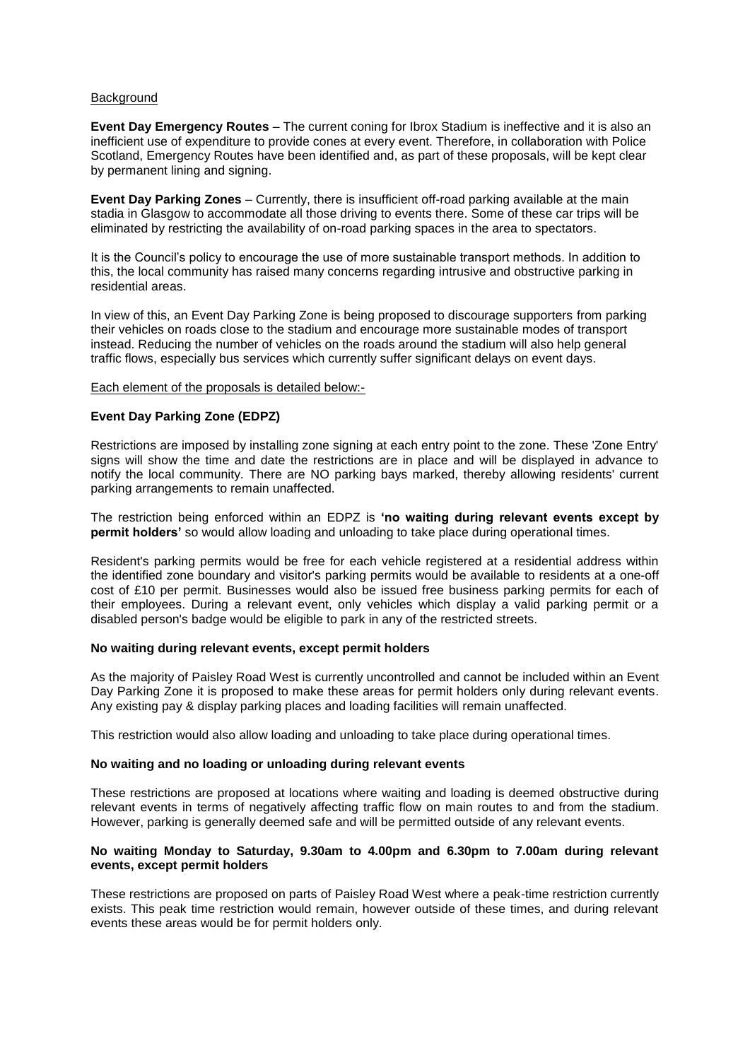Background

**Event Day Emergency Routes** – The current coning for Ibrox Stadium is ineffective and it is also an inefficient use of expenditure to provide cones at every event. Therefore, in collaboration with Police Scotland, Emergency Routes have been identified and, as part of these proposals, will be kept clear by permanent lining and signing.

**Event Day Parking Zones** – Currently, there is insufficient off-road parking available at the main stadia in Glasgow to accommodate all those driving to events there. Some of these car trips will be eliminated by restricting the availability of on-road parking spaces in the area to spectators.

It is the Council's policy to encourage the use of more sustainable transport methods. In addition to this, the local community has raised many concerns regarding intrusive and obstructive parking in residential areas.

In view of this, an Event Day Parking Zone is being proposed to discourage supporters from parking their vehicles on roads close to the stadium and encourage more sustainable modes of transport instead. Reducing the number of vehicles on the roads around the stadium will also help general traffic flows, especially bus services which currently suffer significant delays on event days.

Each element of the proposals is detailed below:-

**Event Day Parking Zone (EDPZ)**

Restrictions are imposed by installing zone signing at each entry point to the zone. These 'Zone Entry' signs will show the time and date the restrictions are in place and will be displayed in advance to notify the local community. There are NO parking bays marked, thereby allowing residents' current parking arrangements to remain unaffected.

The restriction being enforced within an EDPZ is **'no waiting during relevant events except by permit holders'** so would allow loading and unloading to take place during operational times.

Resident's parking permits would be free for each vehicle registered at a residential address within the identified zone boundary and visitor's parking permits would be available to residents at a one-off cost of £10 per permit. Businesses would also be issued free business parking permits for each of their employees. During a relevant event, only vehicles which display a valid parking permit or a disabled person's badge would be eligible to park in any of the restricted streets.

**No waiting during relevant events, except permit holders**

As the majority of Paisley Road West is currently uncontrolled and cannot be included within an Event Day Parking Zone it is proposed to make these areas for permit holders only during relevant events. Any existing pay & display parking places and loading facilities will remain unaffected.

This restriction would also allow loading and unloading to take place during operational times.

**No waiting and no loading or unloading during relevant events**

These restrictions are proposed at locations where waiting and loading is deemed obstructive during relevant events in terms of negatively affecting traffic flow on main routes to and from the stadium. However, parking is generally deemed safe and will be permitted outside of any relevant events.

**No waiting Monday to Saturday, 9.30am to 4.00pm and 6.30pm to 7.00am during relevant events, except permit holders**

These restrictions are proposed on parts of Paisley Road West where a peak-time restriction currently exists. This peak time restriction would remain, however outside of these times, and during relevant events these areas would be for permit holders only.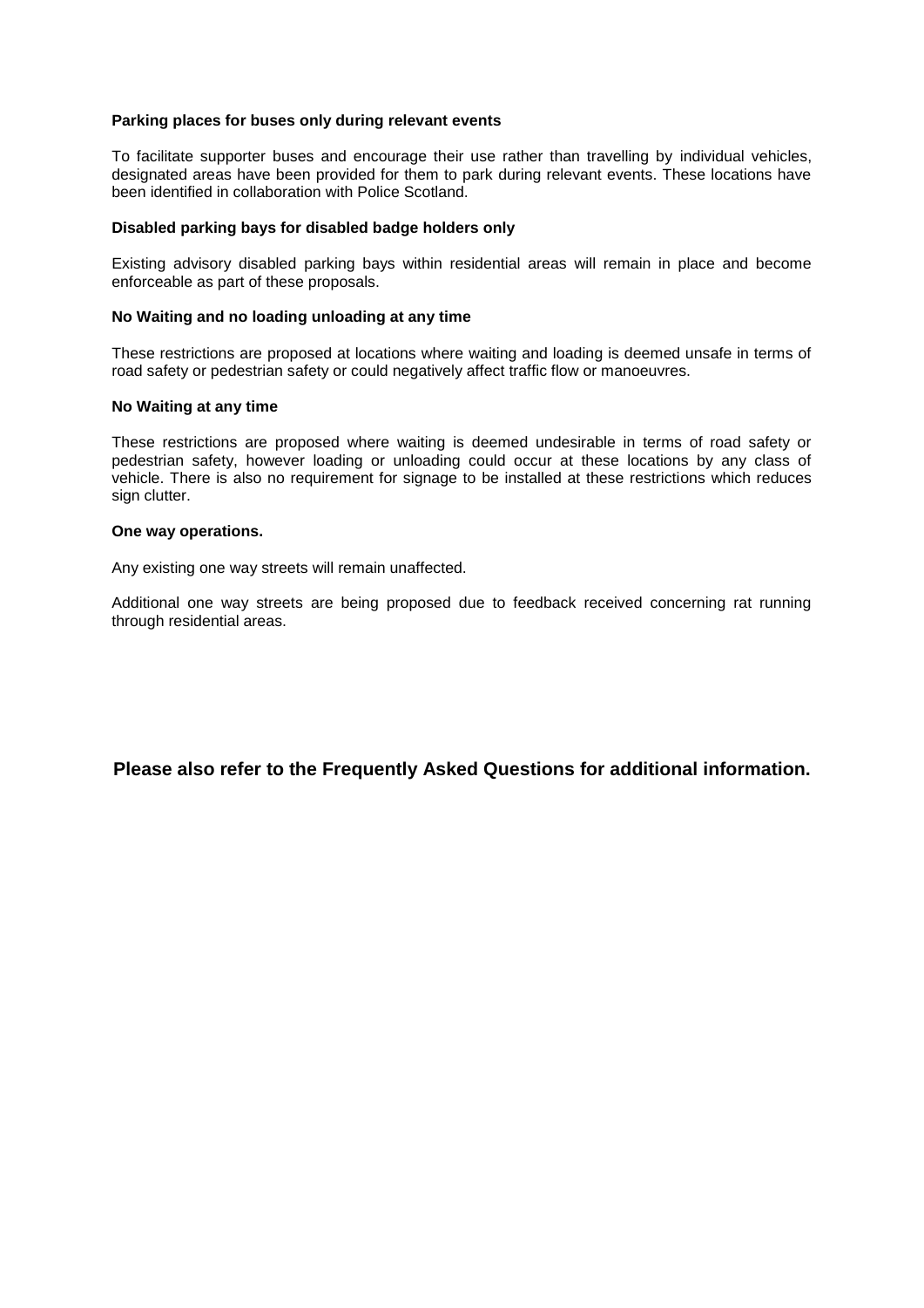**Parking places for buses only during relevant events**

To facilitate supporter buses and encourage their use rather than travelling by individual vehicles, designated areas have been provided for them to park during relevant events. These locations have been identified in collaboration with Police Scotland.

**Disabled parking bays for disabled badge holders only**

Existing advisory disabled parking bays within residential areas will remain in place and become enforceable as part of these proposals.

**No Waiting and no loading unloading at any time**

These restrictions are proposed at locations where waiting and loading is deemed unsafe in terms of road safety or pedestrian safety or could negatively affect traffic flow or manoeuvres.

**No Waiting at any time**

These restrictions are proposed where waiting is deemed undesirable in terms of road safety or pedestrian safety, however loading or unloading could occur at these locations by any class of vehicle. There is also no requirement for signage to be installed at these restrictions which reduces sign clutter.

**One way operations.**

Any existing one way streets will remain unaffected.

Additional one way streets are being proposed due to feedback received concerning rat running through residential areas.

**Please also refer to the Frequently Asked Questions for additional information.**